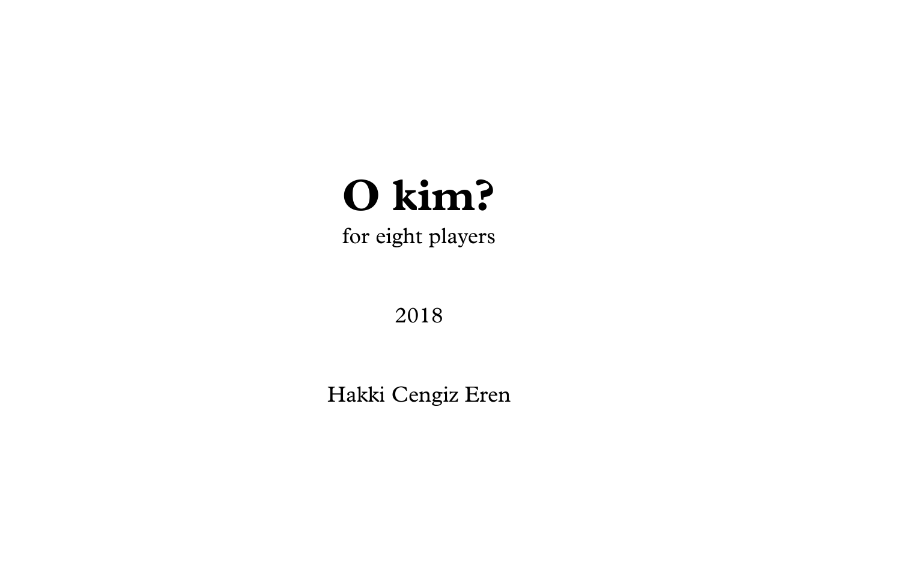# O kim?

for eight players

2018

Hakki Cengiz Eren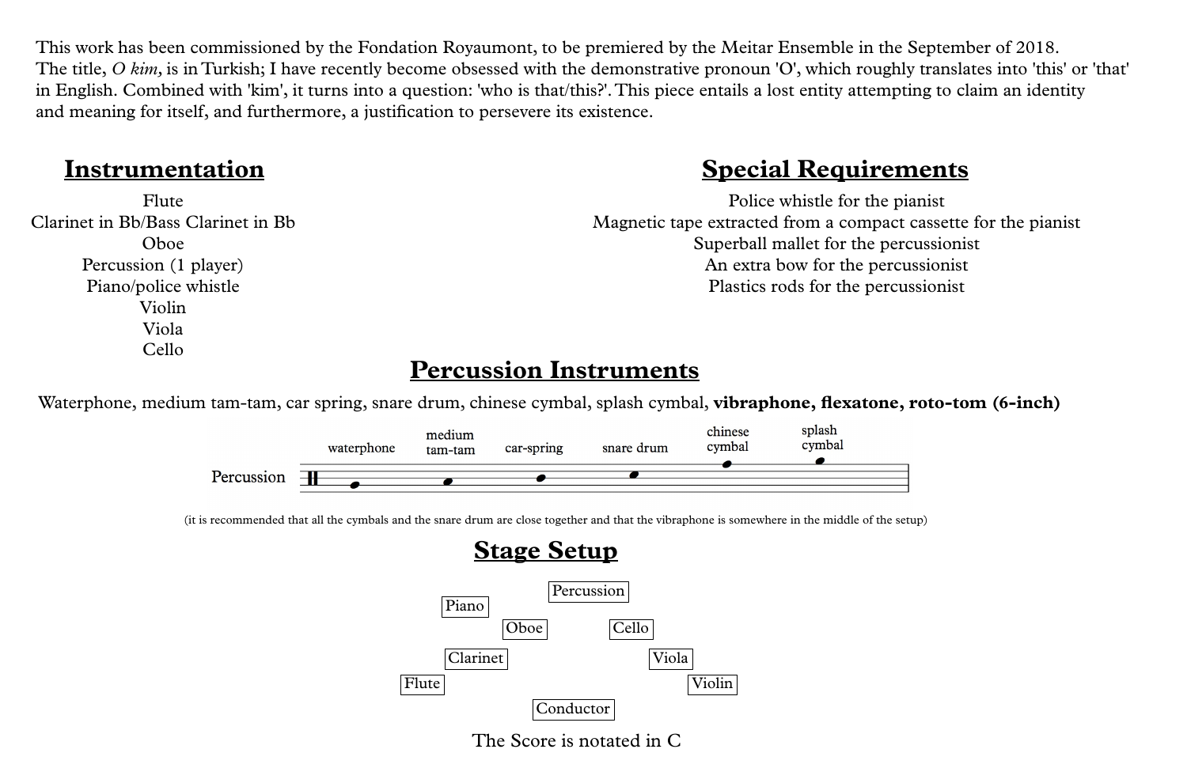This work has been commissioned by the Fondation Royaumont, to be premiered by the Meitar Ensemble in the September of 2018.
The title, *O kim,* is in Turkish; I have recently become obsessed with the demonstrative pronoun 'O', which roughly translates into 'this' or 'that' in English. Combined with 'kim', it turns into a question: 'who is that/this?'. This piece entails a lost entity attempting to claim an identity and meaning for itself, and furthermore, a justification to persevere its existence.

## Instrumentation

Flute
Clarinet in Bb/Bass Clarinet in Bb
Oboe
Percussion (1 player)
Piano/police whistle
Violin
Viola
Cello

## Special Requirements

Police whistle for the pianist
Magnetic tape extracted from a compact cassette for the pianist
Superball mallet for the percussionist
An extra bow for the percussionist
Plastics rods for the percussionist

## Percussion Instruments

Waterphone, medium tam-tam, car spring, snare drum, chinese cymbal, splash cymbal, **vibraphone, flexatone, roto-tom (6-inch)**

Percussion: waterphone, medium tam-tam, car-spring, snare drum, chinese cymbal, splash cymbal

(it is recommended that all the cymbals and the snare drum are close together and that the vibraphone is somewhere in the middle of the setup)

## Stage Setup

Percussion
Piano
Oboe
Cello
Clarinet
Viola
Flute
Violin
Conductor

The Score is notated in C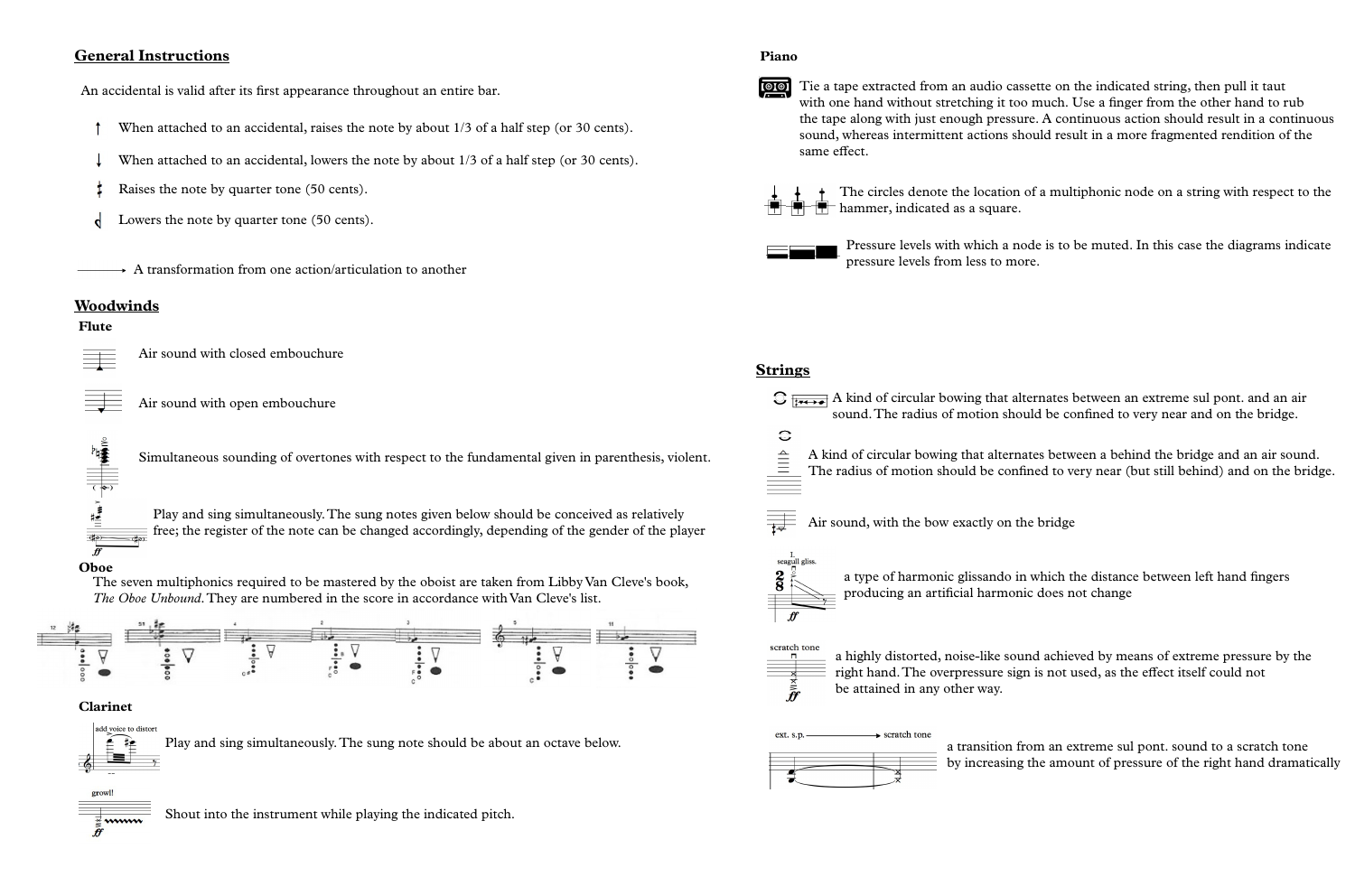## General Instructions

An accidental is valid after its first appearance throughout an entire bar.

- When attached to an accidental, raises the note by about 1/3 of a half step (or 30 cents).
- When attached to an accidental, lowers the note by about 1/3 of a half step (or 30 cents).
- Raises the note by quarter tone (50 cents).
- Lowers the note by quarter tone (50 cents).

A transformation from one action/articulation to another

## Woodwinds

### Flute

Air sound with closed embouchure

Air sound with open embouchure

Simultaneous sounding of overtones with respect to the fundamental given in parenthesis, violent.

Play and sing simultaneously. The sung notes given below should be conceived as relatively free; the register of the note can be changed accordingly, depending of the gender of the player

### Oboe

The seven multiphonics required to be mastered by the oboist are taken from Libby Van Cleve's book, *The Oboe Unbound*. They are numbered in the score in accordance with Van Cleve's list.

12 51 4 2 3 5 11

### Clarinet

add voice to distort

Play and sing simultaneously. The sung note should be about an octave below.

growl!

Shout into the instrument while playing the indicated pitch.

### Piano

Tie a tape extracted from an audio cassette on the indicated string, then pull it taut with one hand without stretching it too much. Use a finger from the other hand to rub the tape along with just enough pressure. A continuous action should result in a continuous sound, whereas intermittent actions should result in a more fragmented rendition of the same effect.

The circles denote the location of a multiphonic node on a string with respect to the hammer, indicated as a square.

Pressure levels with which a node is to be muted. In this case the diagrams indicate pressure levels from less to more.

## Strings

A kind of circular bowing that alternates between an extreme sul pont. and an air sound. The radius of motion should be confined to very near and on the bridge.

A kind of circular bowing that alternates between a behind the bridge and an air sound. The radius of motion should be confined to very near (but still behind) and on the bridge.

Air sound, with the bow exactly on the bridge

seagull gliss.

a type of harmonic glissando in which the distance between left hand fingers producing an artificial harmonic does not change

scratch tone

a highly distorted, noise-like sound achieved by means of extreme pressure by the right hand. The overpressure sign is not used, as the effect itself could not be attained in any other way.

ext. s.p. → scratch tone

a transition from an extreme sul pont. sound to a scratch tone by increasing the amount of pressure of the right hand dramatically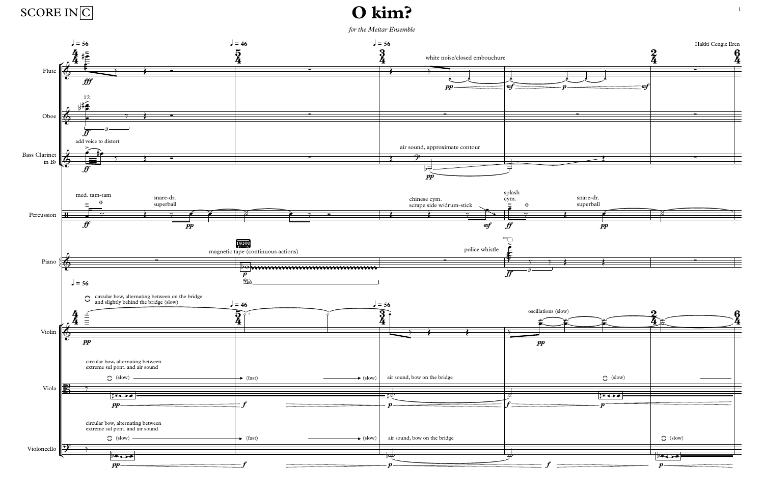SCORE IN C

# O kim?

*for the Meitar Ensemble*

Hakki Cengiz Eren

♩ = 56 — ♩ = 46 — ♩ = 56

**Flute**: white noise/closed embouchure

**Oboe**: 12.

**Bass Clarinet in B♭**: add voice to distort; air sound, approximate contour

**Percussion**: med. tam-tam; snare-dr. superball; chinese cym. scrape side w/drum-stick; splash cym.; snare-dr. superball

**Piano**: magnetic tape (continuous actions); police whistle

**Violin**: circular bow, alternating between on the bridge and slightly behind the bridge (slow); oscillations (slow)

**Viola**: circular bow, alternating between extreme sul pont. and air sound; (slow) → (fast) → (slow); air sound, bow on the bridge; (slow)

**Violoncello**: circular bow, alternating between extreme sul pont. and air sound; (slow) → (fast) → (slow); air sound, bow on the bridge; (slow)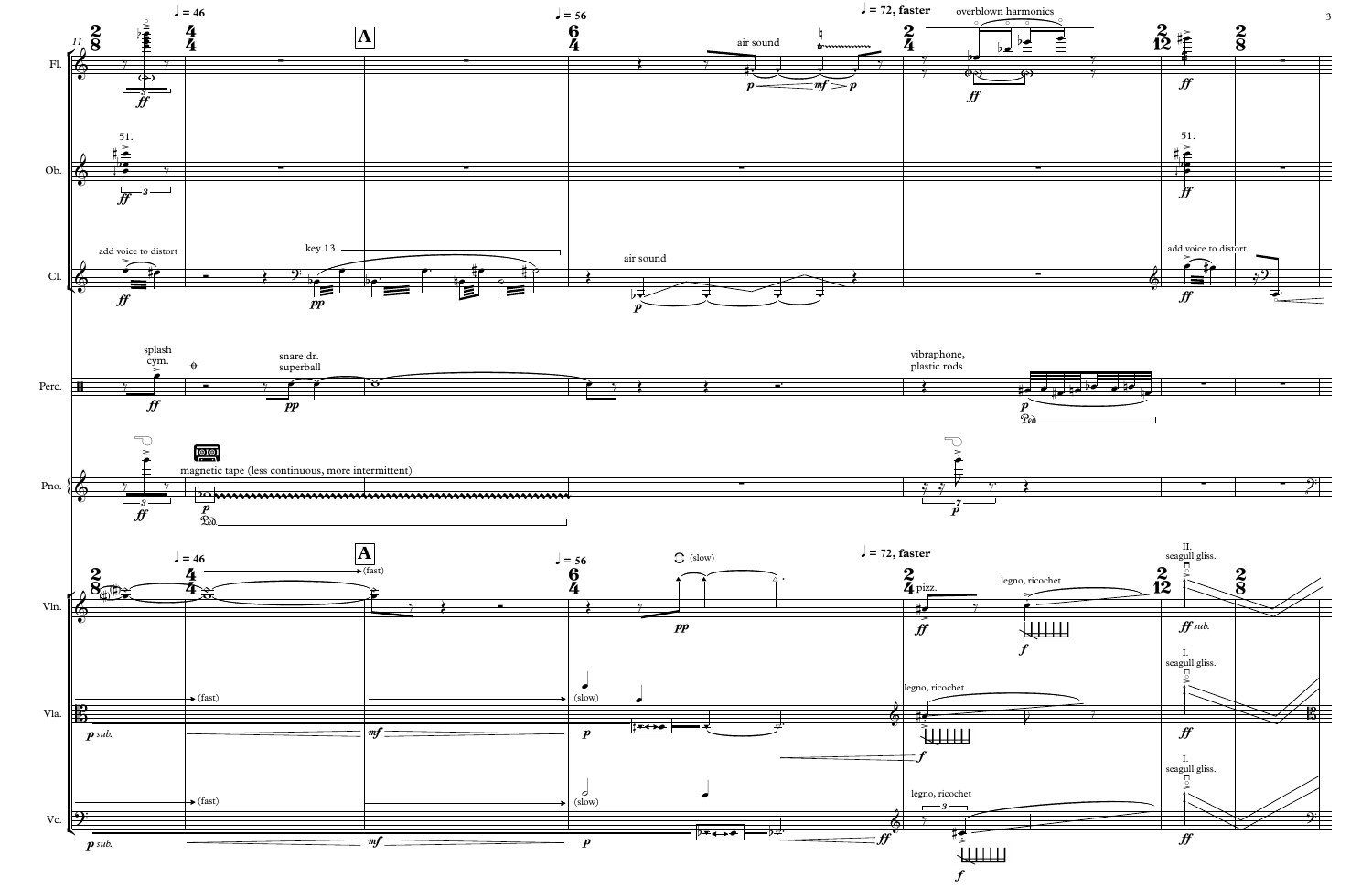♩ = 46

A

♩ = 56

♩ = 72, faster

Fl.

air sound

overblown harmonics

Ob.

51.

51.

Cl.

add voice to distort

key 13

air sound

add voice to distort

Perc.

splash cym.

snare dr. superball

vibraphone, plastic rods

Pno.

magnetic tape (less continuous, more intermittent)

Vln.

(fast)

(slow)

pizz.

legno, ricochet

II. seagull gliss.

*ff sub.*

Vla.

(fast)

(slow)

legno, ricochet

I. seagull gliss.

*p sub.*

Vc.

(fast)

(slow)

legno, ricochet

I. seagull gliss.

*p sub.*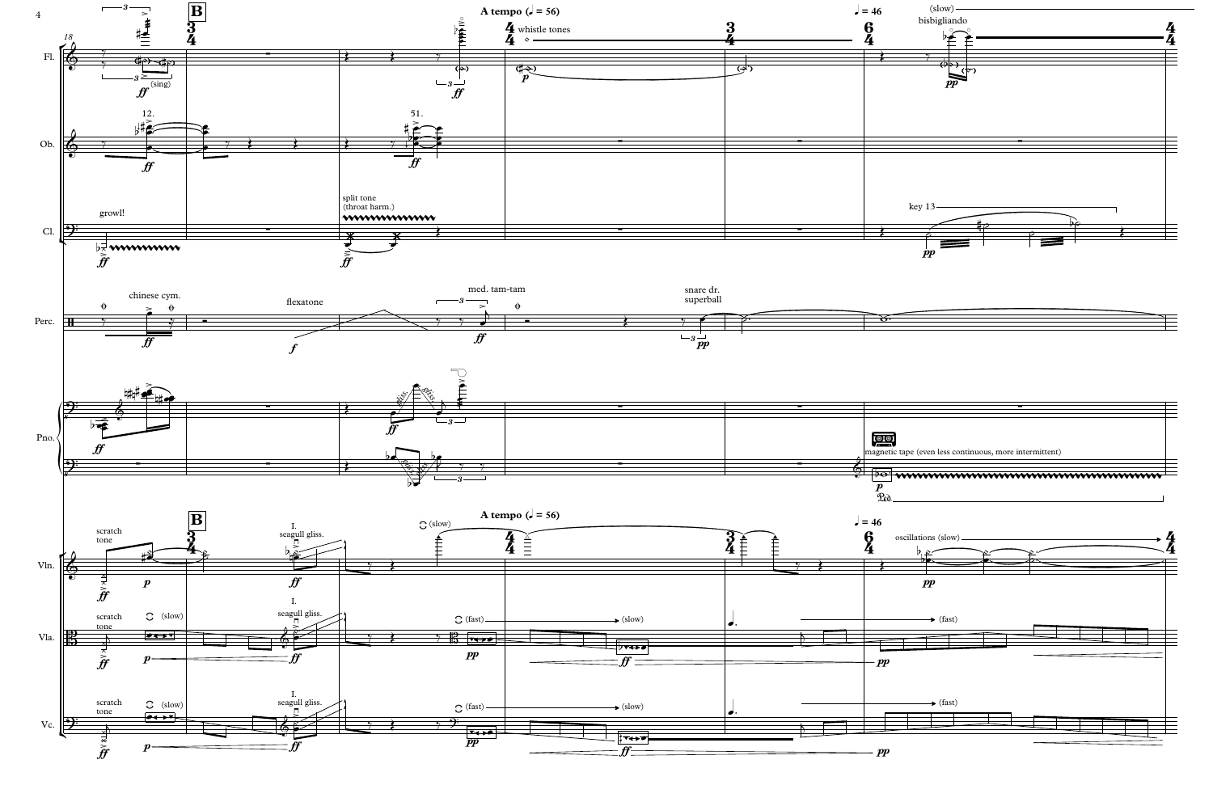**B**

A tempo (♩ = 56)

♩ = 46

(slow)

Fl. — (sing) *ff* — whistle tones *p* — bisbigliando *pp*

Ob. — 12. *ff* — 51. *ff*

Cl. — growl! *ff* — split tone (throat harm.) *ff* — key 13 *pp*

Perc. — chinese cym. *ff* — flexatone *f* — med. tam-tam *ff* — snare dr. superball *pp*

Pno. — *ff* — gliss. gliss. gliss. *ff* — magnetic tape (even less continuous, more intermittent) *p*

Vln. — scratch tone *ff* *p* — I. seagull gliss. *ff* — (slow) — oscillations (slow) *pp*

Vla. — scratch tone *ff* — (slow) *p* — I. seagull gliss. *ff* — (fast) *pp* — (slow) *ff* — *pp* — (fast)

Vc. — scratch tone *ff* — (slow) *p* — I. seagull gliss. *ff* — (fast) *pp* — (slow) *ff* — *pp* — (fast)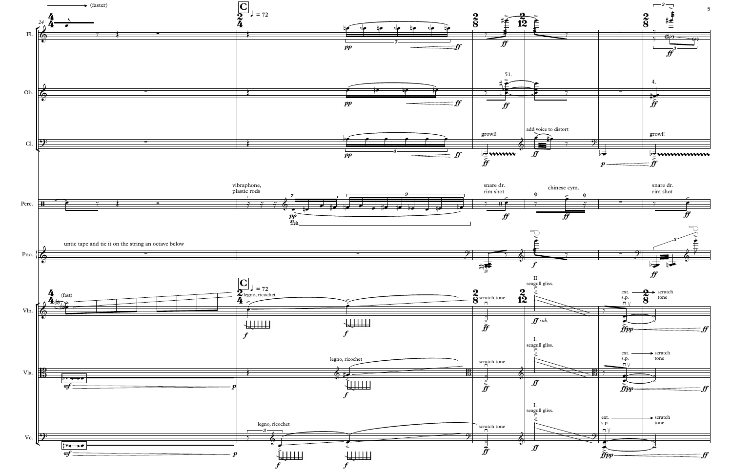(faster)

C ♩ = 72

Fl.

Ob.

Cl.

Perc.

Pno.

Vln.

Vla.

Vc.

vibraphone, plastic rods

snare dr. rim shot

chinese cym.

snare dr. rim shot

growl!

add voice to distort

growl!

untie tape and tie it on the string an octave below

(fast)

legno, ricochet

legno, ricochet

legno, ricochet

scratch tone

scratch tone

scratch tone

II. seagull gliss.

I. seagull gliss.

I. seagull gliss.

ext. s.p. → scratch tone

ext. s.p. → scratch tone

ext. s.p. → scratch tone

51.

4.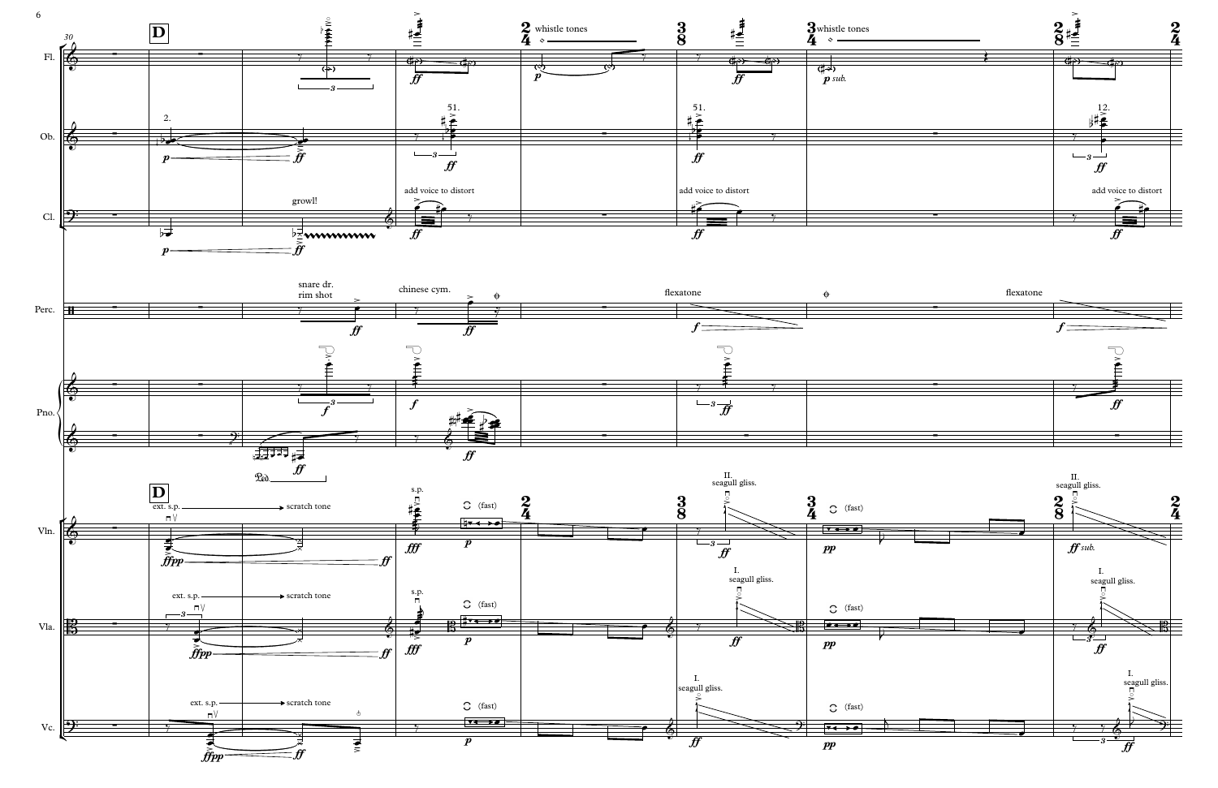**D**

Fl. — whistle tones; *ff*; *p*; whistle tones; *p sub.*

Ob. — 2.; *p*; *ff*; 51.; *ff*; 51.; *ff*; 12.; *ff*

Cl. — *p*; growl!; *ff*; add voice to distort; *ff*; add voice to distort; *ff*; add voice to distort; *ff*

Perc. — snare dr. rim shot; *ff*; chinese cym.; *ff*; flexatone; *f*; flexatone; *f*

Pno. — *f*; *ff*; *f*; *ff*; *ff*; *ff*

**D**

Vln. — ext. s.p. → scratch tone; *fffpp*; *ff*; s.p.; *fff*; (fast); *p*; II. seagull gliss.; *ff*; (fast); *pp*; II. seagull gliss.; *ff sub.*

Vla. — ext. s.p. → scratch tone; *fffpp*; *ff*; s.p.; *fff*; (fast); *p*; I. seagull gliss.; *ff*; (fast); *pp*; I. seagull gliss.; *ff*

Vc. — ext. s.p. → scratch tone; *fffpp*; *ff*; (fast); *p*; I. seagull gliss.; *ff*; (fast); *pp*; I. seagull gliss.; *ff*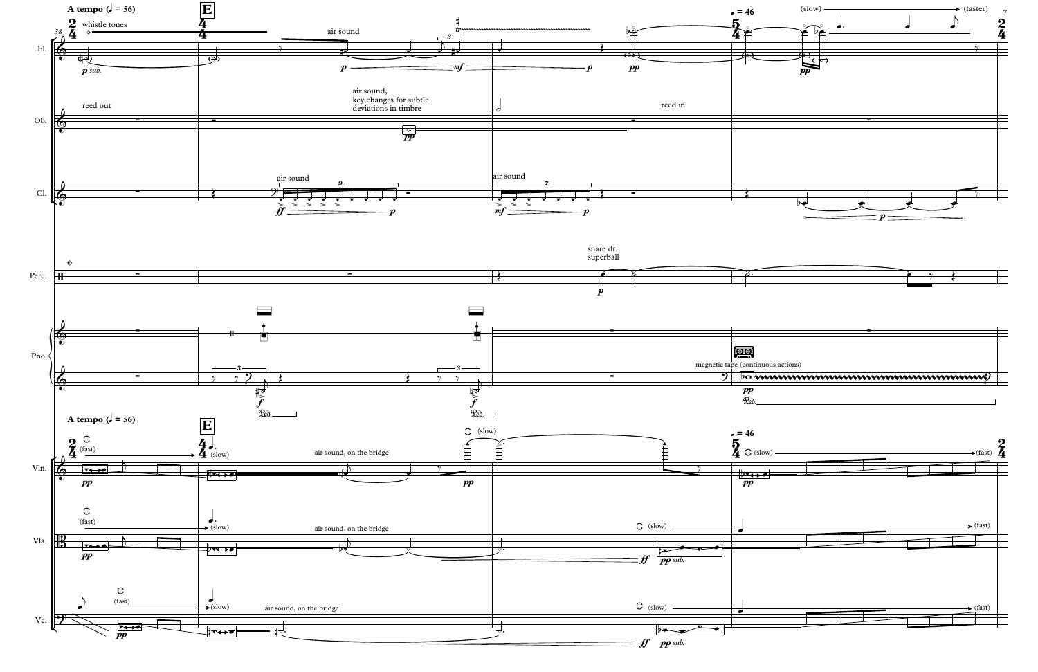A tempo (♩ = 56)

E

whistle tones

*p sub.*

air sound

*p* *mf* *p*

♩ = 46

*pp*

(slow) (faster)

*pp*

reed out

air sound, key changes for subtle deviations in timbre

*pp*

reed in

air sound

*ff* *p*

air sound

*mf* *p*

*p*

snare dr. superball

*p*

magnetic tape (continuous actions)

*f*

*f*

*pp*

A tempo (♩ = 56)

E

(fast) (slow)

*pp*

air sound, on the bridge

(slow)

*pp*

♩ = 46

(slow) (fast)

*pp*

(fast) (slow)

*pp*

air sound, on the bridge

(slow)

*ff* *pp sub.*

(slow) (fast)

(fast) (slow)

*pp*

air sound, on the bridge

(slow)

*ff* *pp sub.*

(slow) (fast)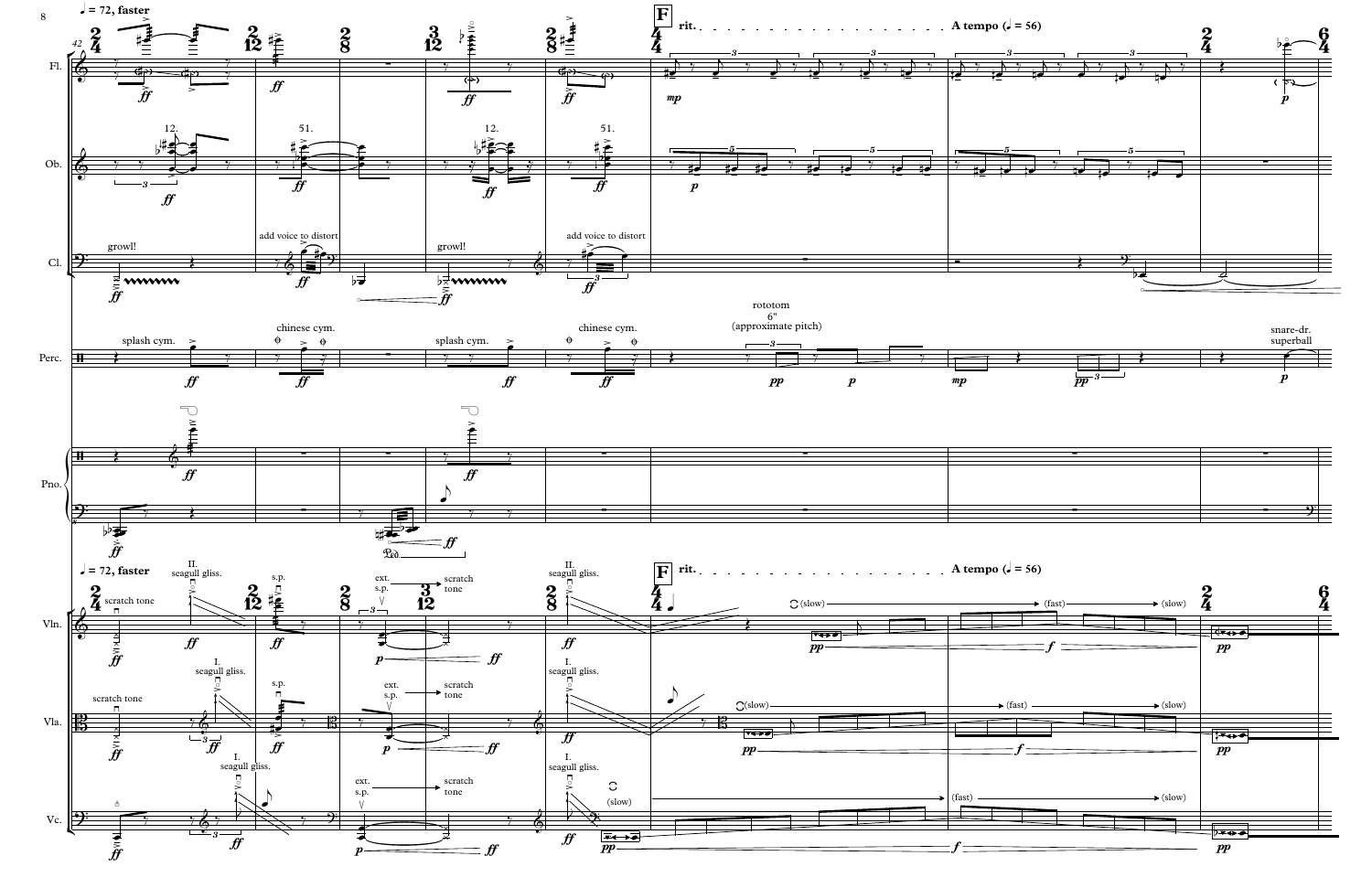♩ = 72, faster

F rit. . . . . . . . . . . . . . . . . . . . . . A tempo (♩ = 56)

Fl.

Ob. 12. 51. 12. 51.

Cl. growl! add voice to distort growl! add voice to distort

Perc. splash cym. chinese cym. splash cym. chinese cym. rototom 6" (approximate pitch) snare-dr. superball

Pno.

Vln. scratch tone II. seagull gliss. s.p. ext. s.p. → scratch tone II. seagull gliss. (slow) → (fast) → (slow)

Vla. scratch tone I. seagull gliss. s.p. ext. s.p. → scratch tone I. seagull gliss. (slow) → (fast) → (slow)

Vc. I. seagull gliss. ext. s.p. → scratch tone I. seagull gliss. (slow) → (fast) → (slow)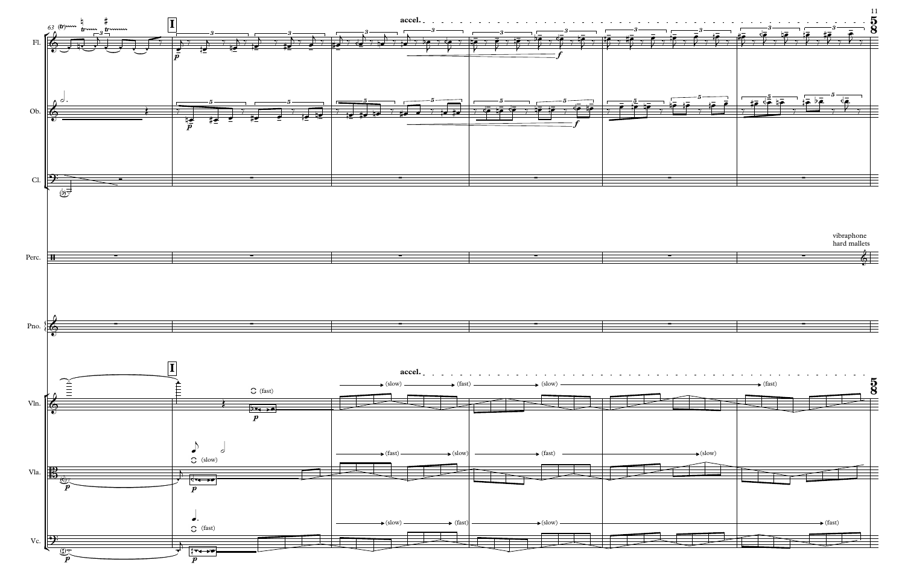I

accel.

Fl.

Ob.

Cl.

Perc.

vibraphone
hard mallets

Pno.

I

accel.

(fast)

(slow) (fast) (slow) (fast)

Vln.

(slow)

(fast) (slow) (fast) (slow)

Vla.

(fast)

(slow) (fast) (slow) (fast)

Vc.

5
8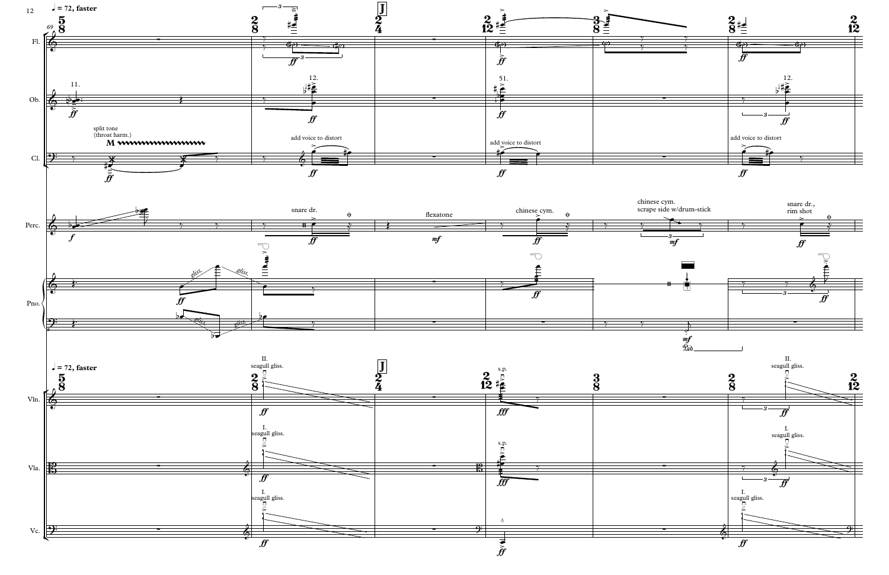♩ = 72, faster

J

Fl.

Ob.

11.

12.

51.

12.

Cl.

split tone
(throat harm.)

M

add voice to distort

add voice to distort

add voice to distort

Perc.

snare dr.

flexatone

chinese cym.

chinese cym.
scrape side w/drum-stick

snare dr.,
rim shot

Pno.

gliss.

gliss.

gliss.

gliss.

Vln.

II.
seagull gliss.

s.p.

II.
seagull gliss.

Vla.

I.
seagull gliss.

s.p.

I.
seagull gliss.

Vc.

I.
seagull gliss.

I.
seagull gliss.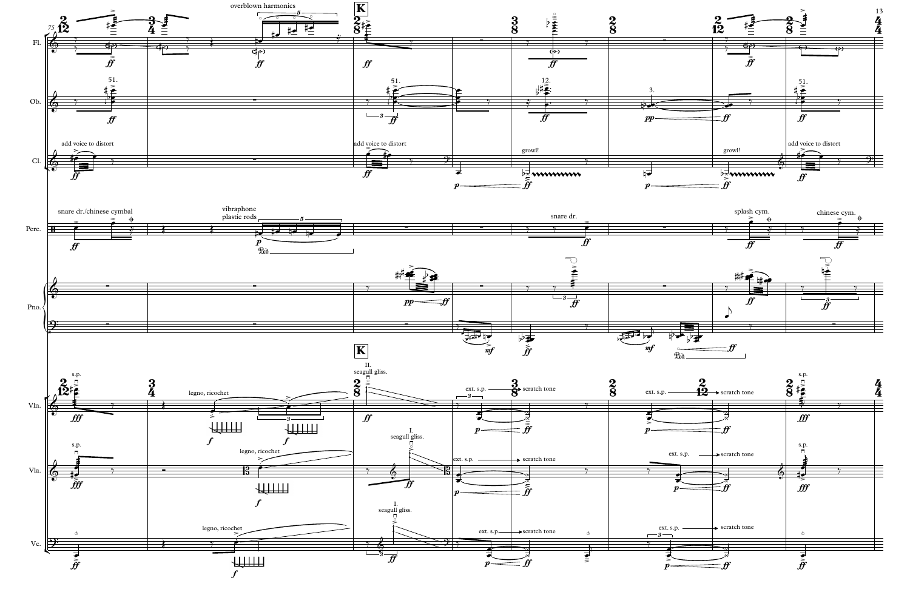Fl.
overblown harmonics
Ob.
51.
51.
12.
3.
51.
Cl.
add voice to distort
add voice to distort
growl!
growl!
add voice to distort
Perc.
snare dr./chinese cymbal
vibraphone plastic rods
snare dr.
splash cym.
chinese cym.
Pno.
**K**
Vln.
s.p.
legno, ricochet
II. seagull gliss.
ext. s.p. → scratch tone
ext. s.p. → scratch tone
s.p.
Vla.
s.p.
legno, ricochet
I. seagull gliss.
ext. s.p. → scratch tone
ext. s.p. → scratch tone
s.p.
Vc.
legno, ricochet
I. seagull gliss.
ext. s.p. → scratch tone
ext. s.p. → scratch tone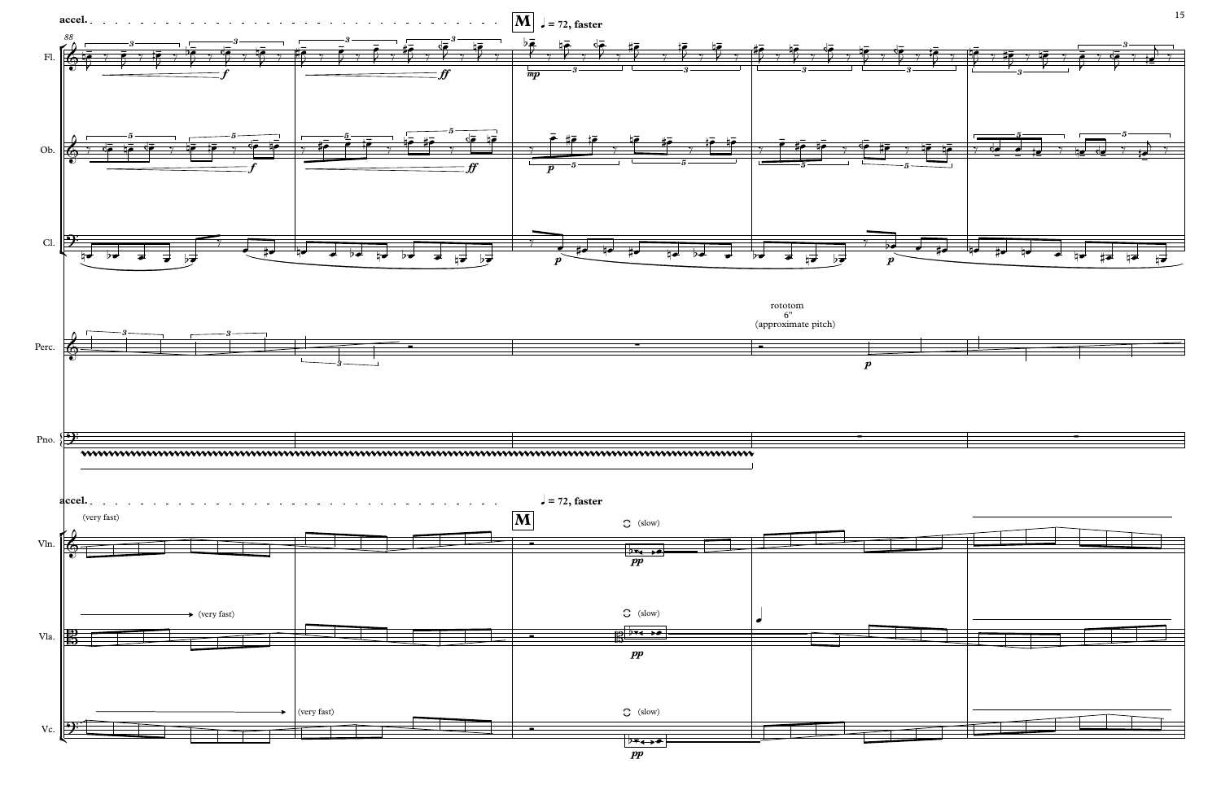accel. **M** ♩ = 72, faster

Fl.

Ob.

Cl.

rototom
6"
(approximate pitch)

Perc.

Pno.

accel. ♩ = 72, faster **M**

(very fast)

(slow)

Vln.

(very fast)

(slow)

Vla.

(very fast)

(slow)

Vc.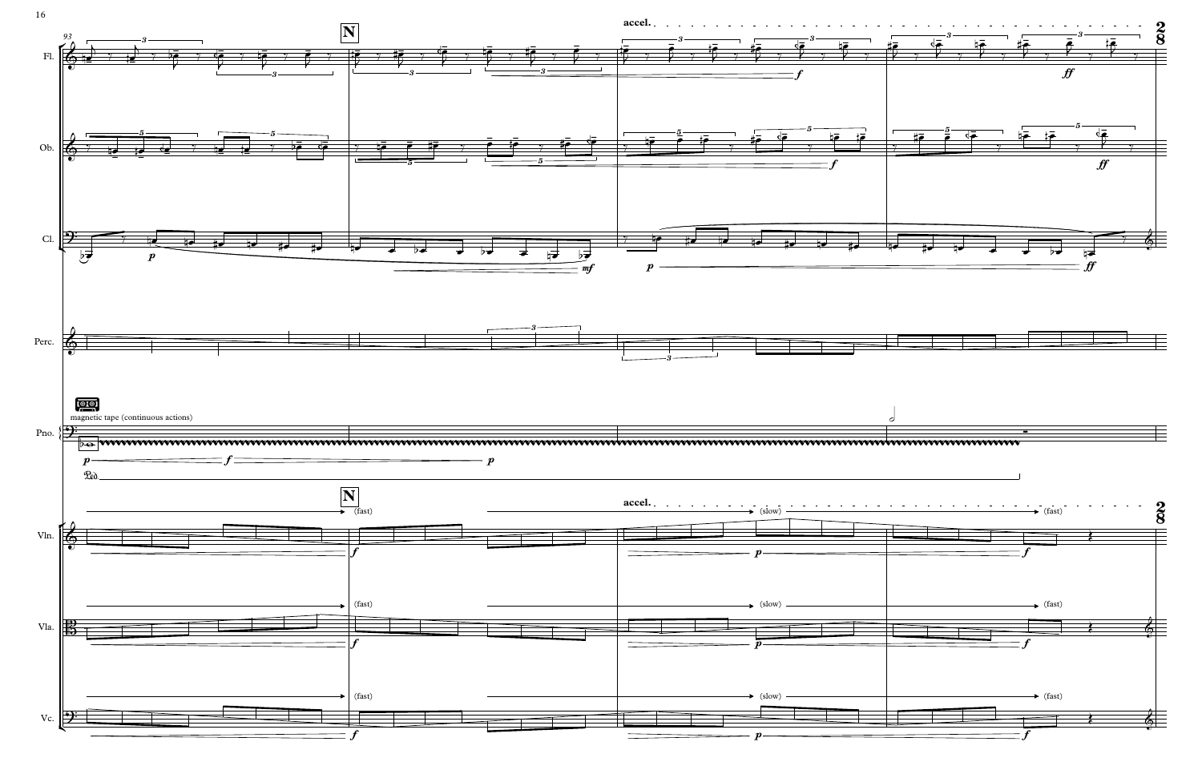93

**N**

**accel.**

Fl.

Ob.

Cl.

Perc.

magnetic tape (continuous actions)

Pno.

Vln.

Vla.

Vc.

(fast) (slow) (fast)

2
8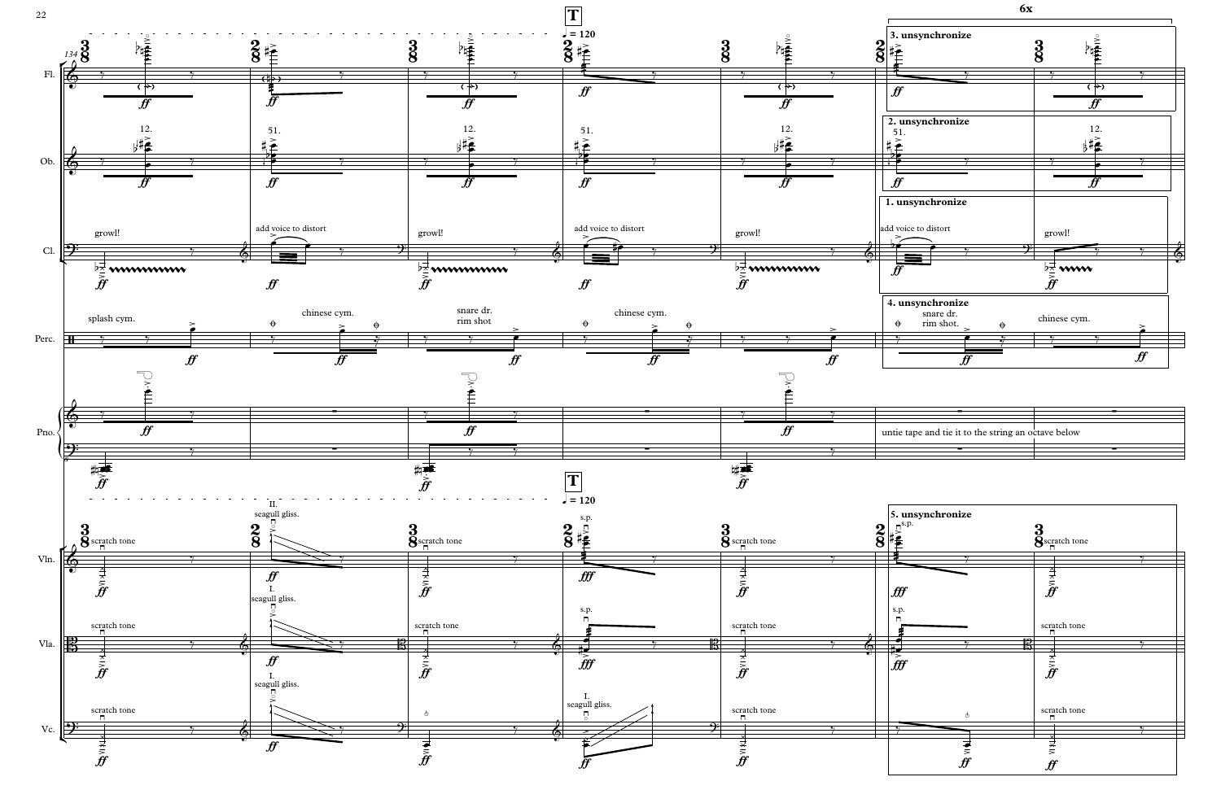T

♩ = 120

6x

Fl.

Ob.

Cl.

Perc.

Pno.

Vln.

Vla.

Vc.

growl!

add voice to distort

splash cym.

chinese cym.

snare dr. rim shot

3. unsynchronize

2. unsynchronize

1. unsynchronize

4. unsynchronize

snare dr. rim shot.

untie tape and tie it to the string an octave below

scratch tone

II. seagull gliss.

I. seagull gliss.

s.p.

5. unsynchronize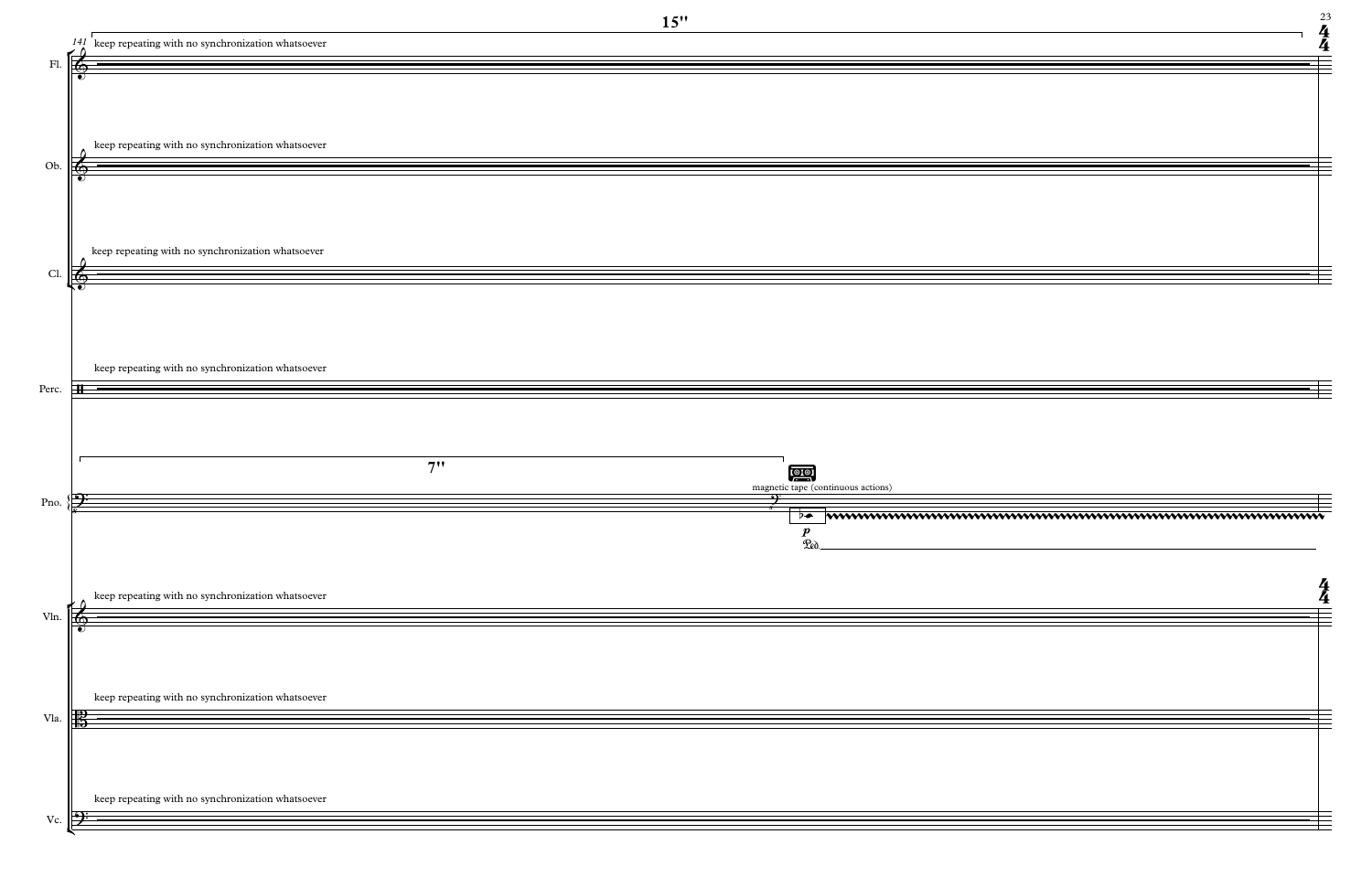15''

141 keep repeating with no synchronization whatsoever

Fl.

keep repeating with no synchronization whatsoever

Ob.

keep repeating with no synchronization whatsoever

Cl.

keep repeating with no synchronization whatsoever

Perc.

7''

magnetic tape (continuous actions)

Pno.

*p*

keep repeating with no synchronization whatsoever

Vln.

keep repeating with no synchronization whatsoever

Vla.

keep repeating with no synchronization whatsoever

Vc.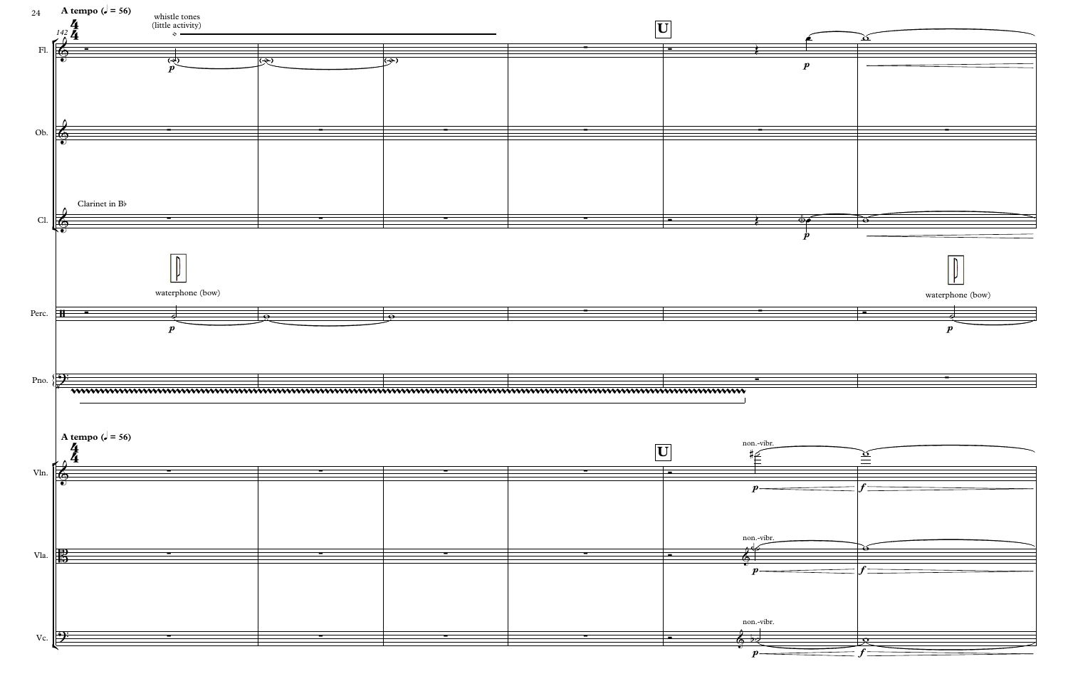**A tempo (𝅗𝅥 = 56)**

142

Fl. — whistle tones (little activity) — *p*

Ob.

Cl. — Clarinet in B♭ — *p*

Perc. — waterphone (bow) — *p* — waterphone (bow) — *p*

Pno.

**A tempo (𝅗𝅥 = 56)**

Vln. — non.-vibr. — *p* — *f*

Vla. — non.-vibr. — *p* — *f*

Vc. — non.-vibr. — *p* — *f*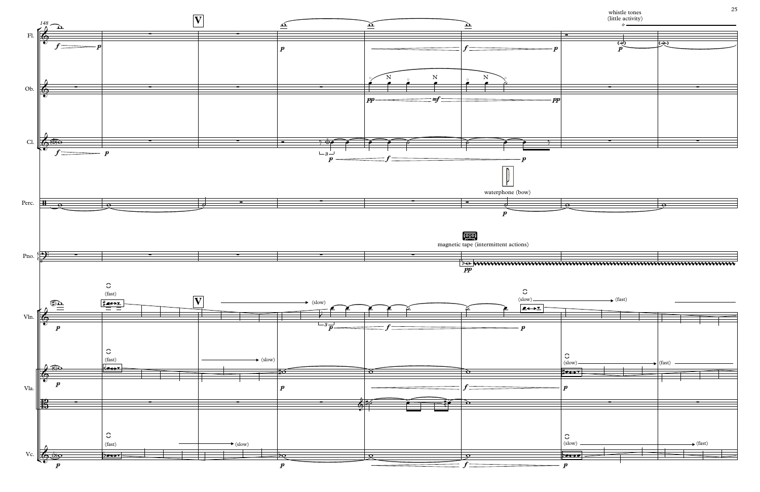whistle tones
(little activity)

waterphone (bow)

magnetic tape (intermittent actions)

Fl.

Ob.

Cl.

Perc.

Pno.

Vln.

Vla.

Vc.

(fast) (slow)

(slow) (fast)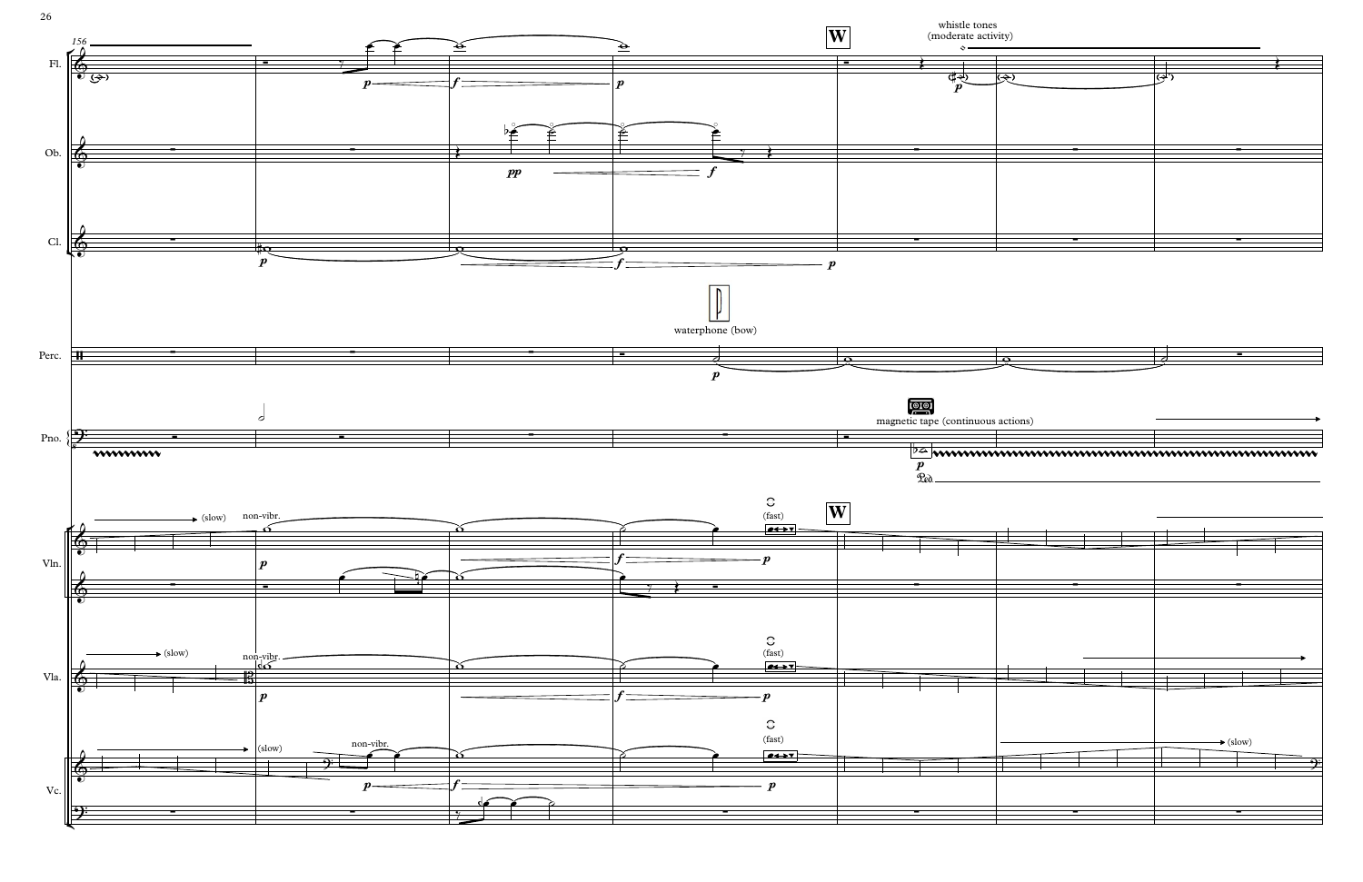156

Fl.

Ob.

Cl.

Perc.

Pno.

Vln.

Vla.

Vc.

**W**

whistle tones (moderate activity)

waterphone (bow)

magnetic tape (continuous actions)

non-vibr.

(slow)

(fast)

*p* *f* *pp*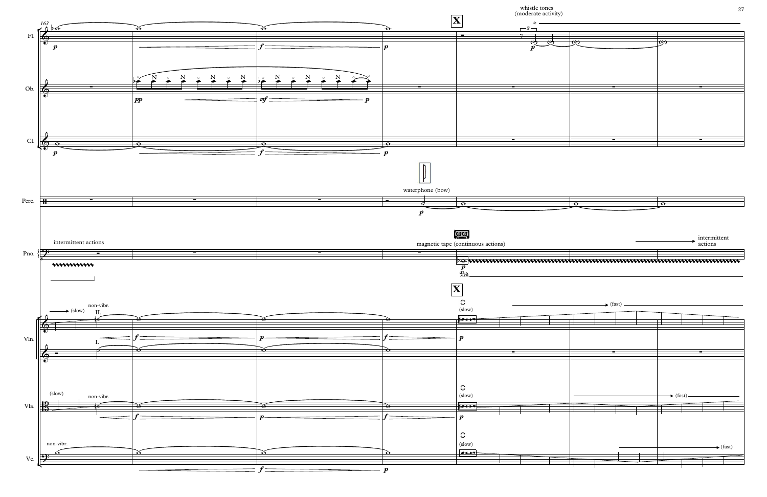163

**X**

Fl. — *p* — *f* — *p* — whistle tones (moderate activity) — 3 — *p*

Ob. — *pp* — *mf* — *p*

Cl. — *p* — *f* — *p*

Perc. — waterphone (bow) — *p*

Pno. — intermittent actions — magnetic tape (continuous actions) — *p* — Ped. — intermittent actions

**X**

Vln. — (slow) — non-vibr. — II. — I. — *f* — *p* — *f* — (slow) — *p* — (fast)

Vla. — (slow) — non-vibr. — *f* — *p* — *f* — (slow) — *p* — (fast)

Vc. — non-vibr. — *f* — *p* — (slow) — (fast)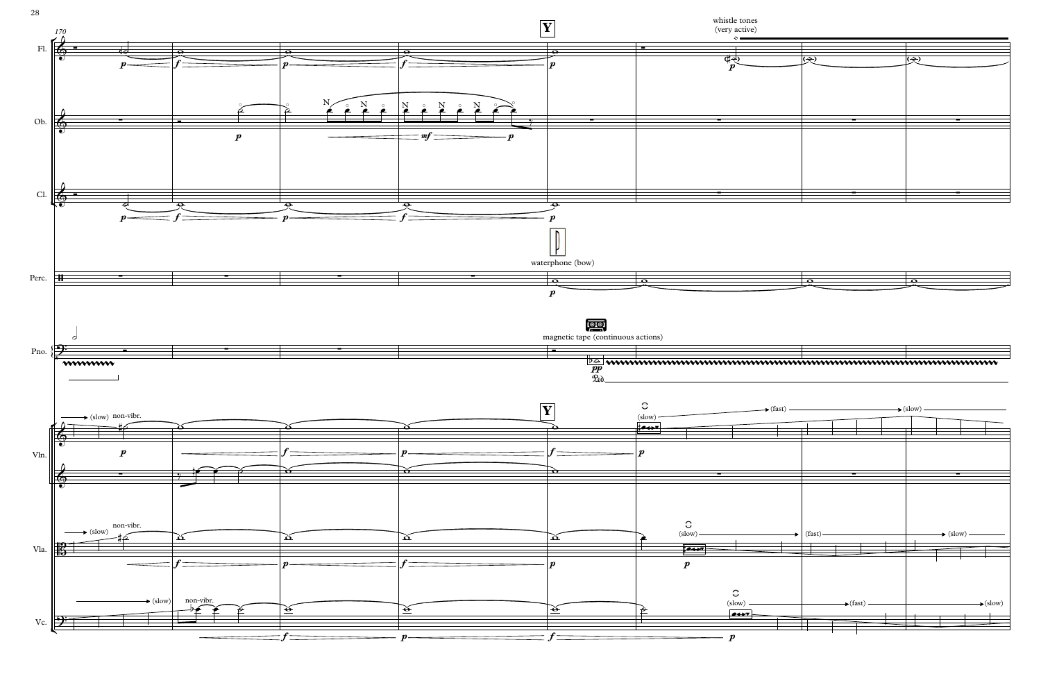170

**Y**

whistle tones
(very active)

Fl.

Ob.

Cl.

waterphone (bow)

Perc.

magnetic tape (continuous actions)

Pno.

**Y**

(slow) non-vibr.

(slow) (fast) (slow)

Vln.

(slow) non-vibr.

(slow) (fast) (slow)

Vla.

(slow) non-vibr.

(slow) (fast) (slow)

Vc.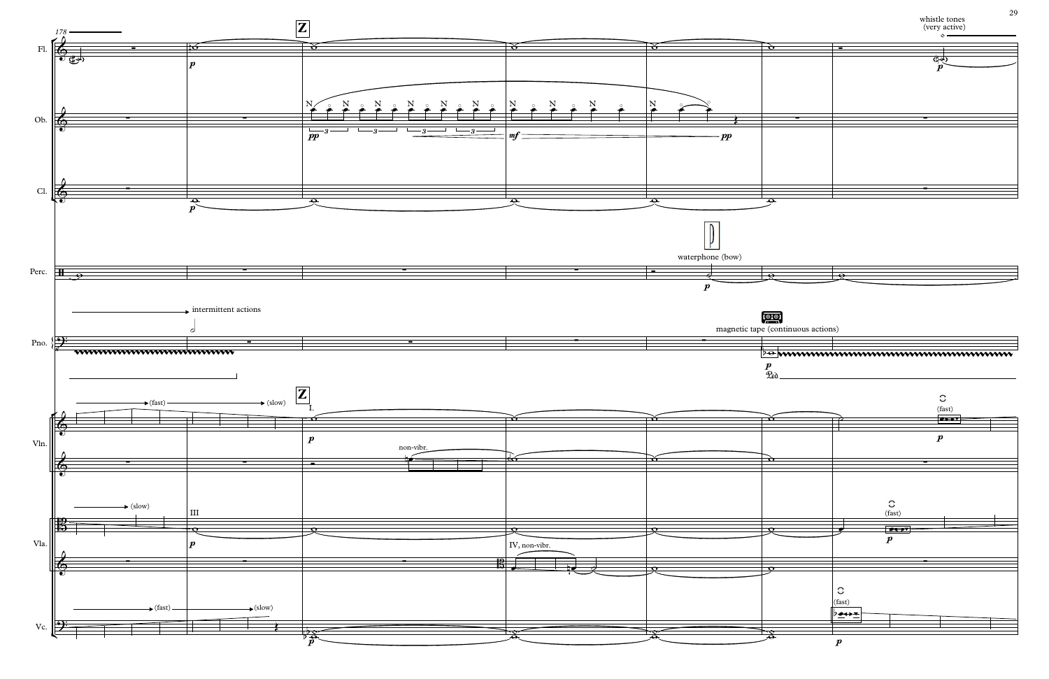178

Z

whistle tones
(very active)

Fl.

Ob.

Cl.

Perc.

waterphone (bow)

Pno.

intermittent actions

magnetic tape (continuous actions)

Vln.

(fast) (slow)

I.

non-vibr.

(fast)

Vla.

(slow)

III

IV, non-vibr.

(fast)

Vc.

(fast) (slow)

(fast)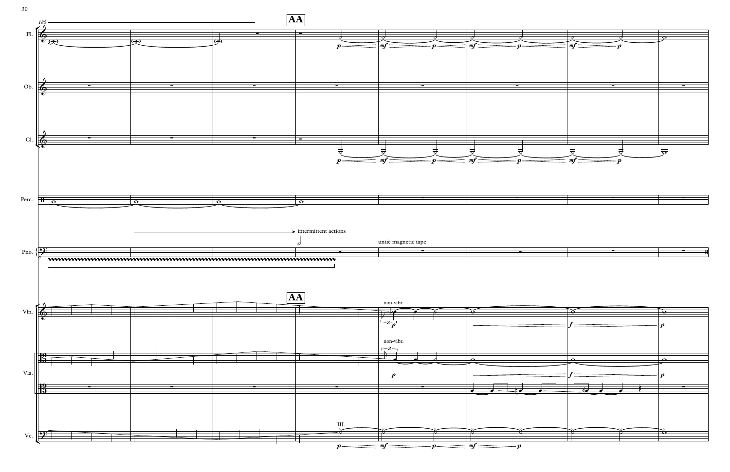**AA**

Fl.

Ob.

Cl.

Perc.

Pno.

intermittent actions

untie magnetic tape

**AA**

Vln.

non-vibr.

Vla.

non-vibr.

Vc.

III.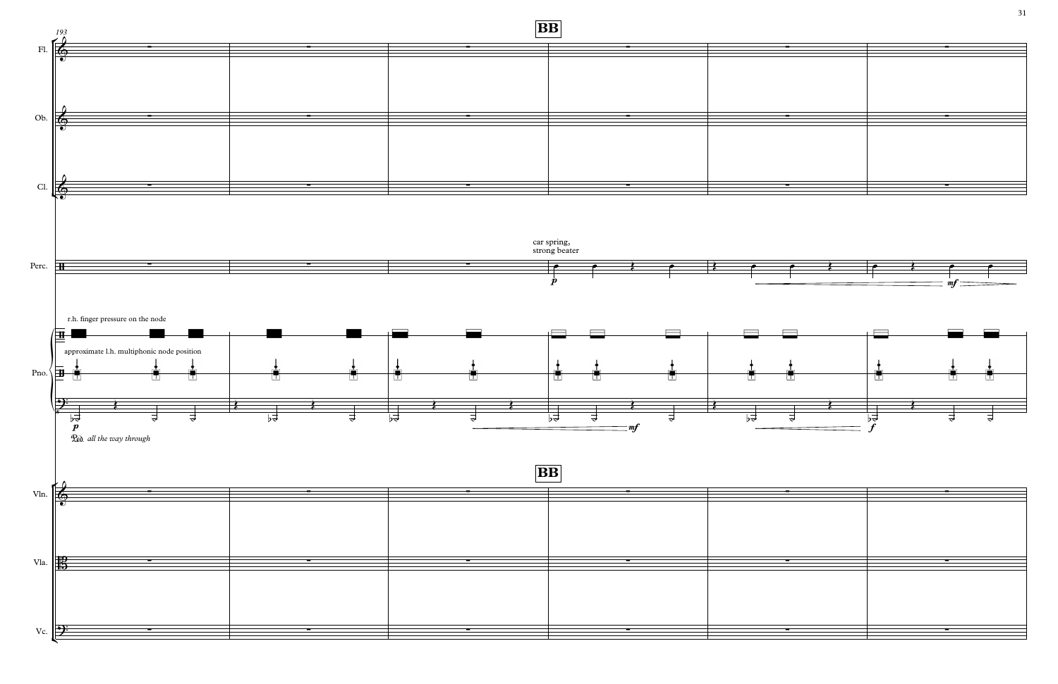**BB**

Fl.

Ob.

Cl.

Perc. — car spring, strong beater — *p* — *mf*

Pno. — r.h. finger pressure on the node — approximate l.h. multiphonic node position — *p* — *mf* — *f*

Ped. *all the way through*

**BB**

Vln.

Vla.

Vc.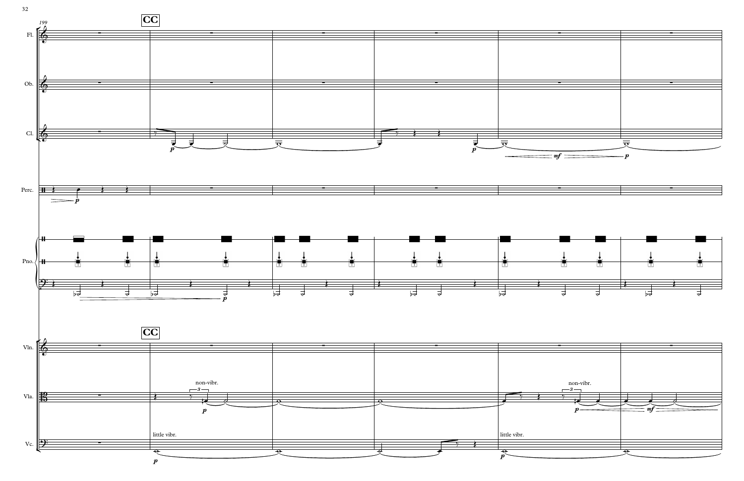199

**CC**

Fl.

Ob.

Cl.

Perc.

Pno.

**CC**

Vln.

Vla.

non-vibr.

non-vibr.

Vc.

little vibr.

little vibr.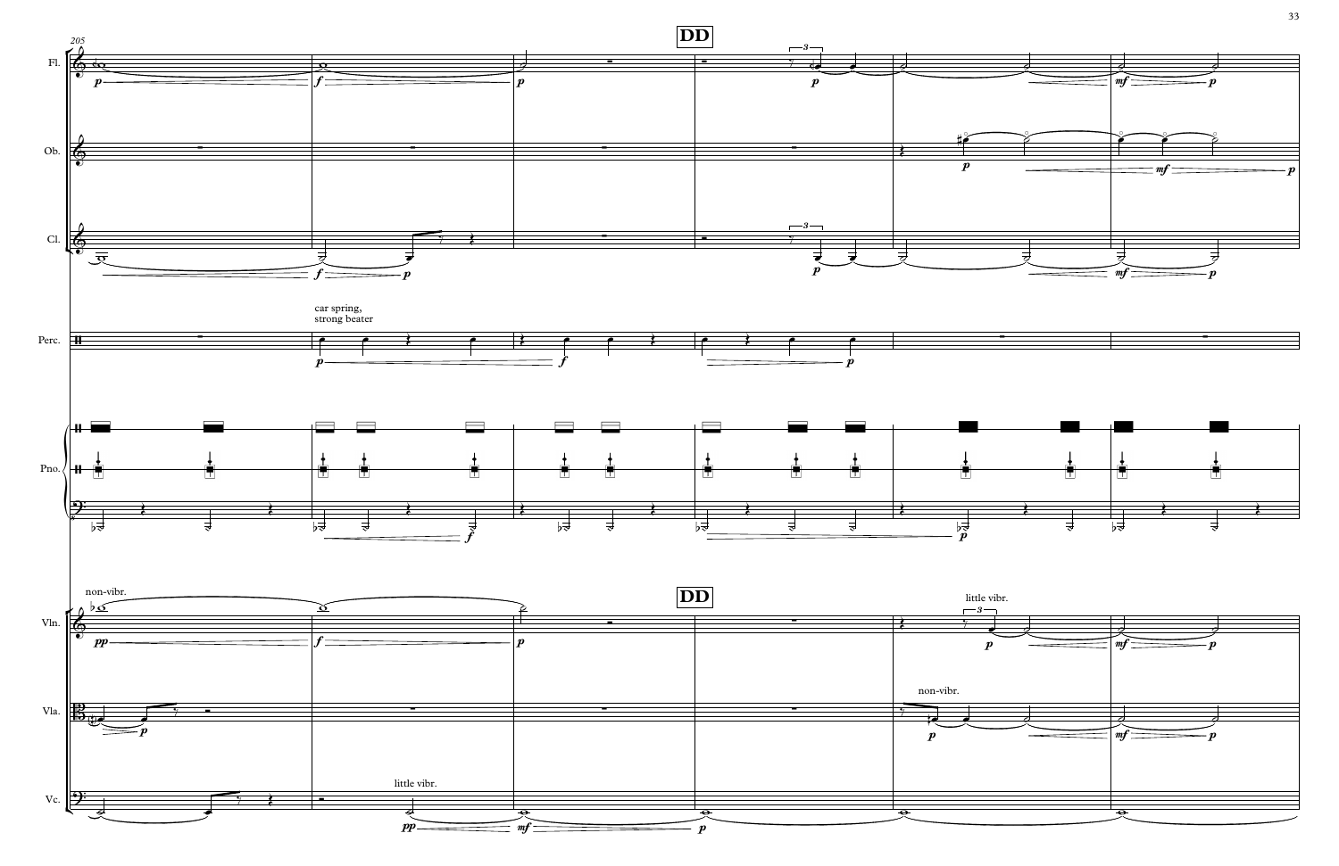205

**DD**

Fl.

Ob.

Cl.

Perc. — car spring, strong beater

Pno.

Vln. — non-vibr. — little vibr.

Vla. — non-vibr.

Vc. — little vibr.

*p* *f* *p* *mf* *pp*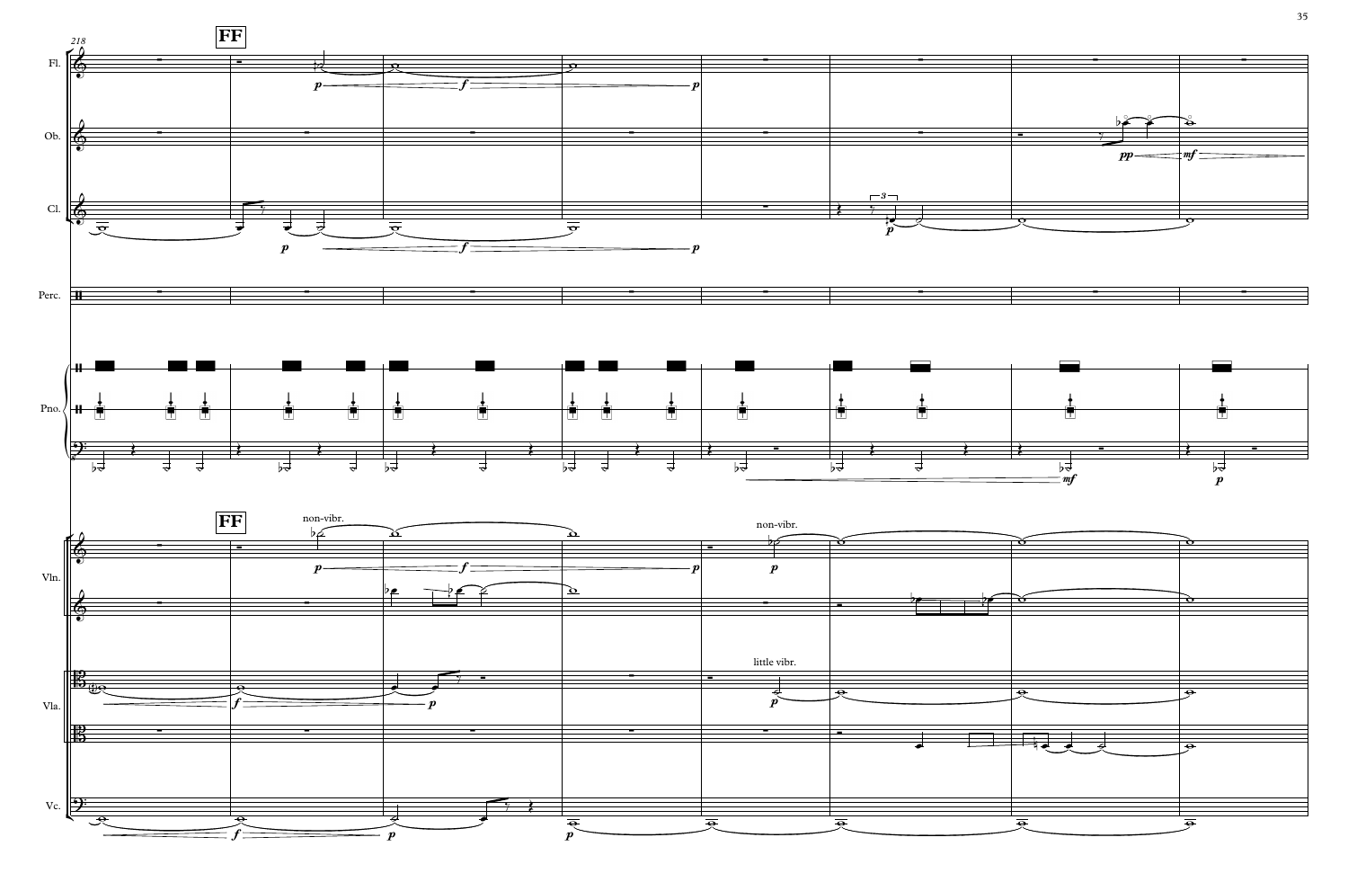**FF**

Fl.

Ob.

Cl.

Perc.

Pno.

Vln.

non-vibr.

non-vibr.

Vla.

little vibr.

Vc.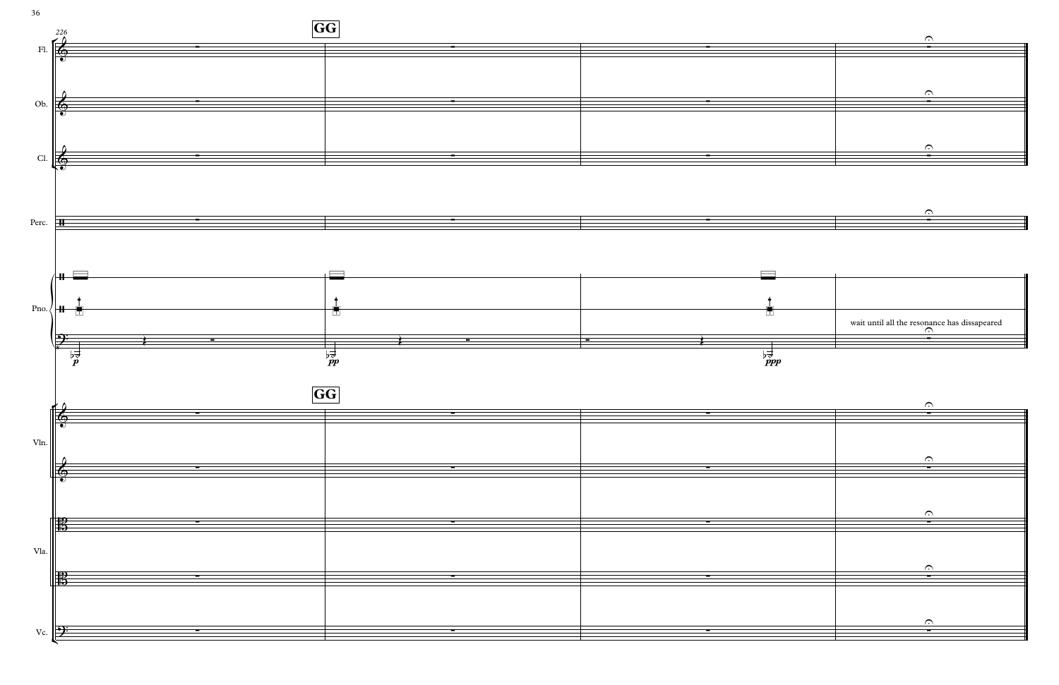**GG**

Fl.

Ob.

Cl.

Perc.

Pno.

*p*

*pp*

*ppp*

wait until all the resonance has dissapeared

**GG**

Vln.

Vla.

Vc.